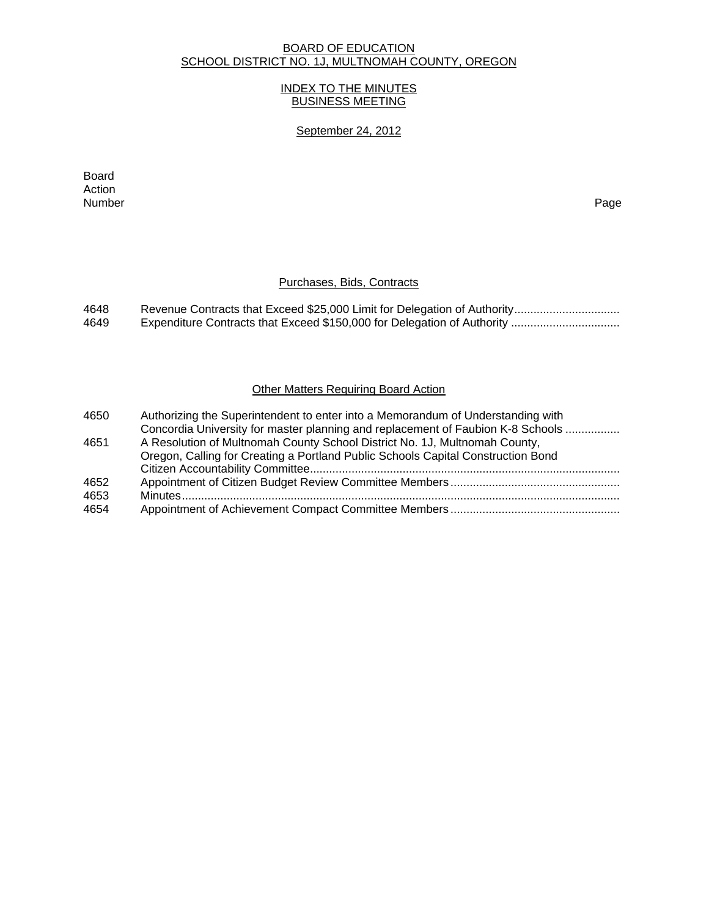BOARD OF EDUCATION
SCHOOL DISTRICT NO. 1J, MULTNOMAH COUNTY, OREGON

INDEX TO THE MINUTES
BUSINESS MEETING

September 24, 2012

| Board Action Number | | Page |
|---|---|---|
| | **Purchases, Bids, Contracts** | |
| 4648 | Revenue Contracts that Exceed $25,000 Limit for Delegation of Authority | |
| 4649 | Expenditure Contracts that Exceed $150,000 for Delegation of Authority | |
| | **Other Matters Requiring Board Action** | |
| 4650 | Authorizing the Superintendent to enter into a Memorandum of Understanding with Concordia University for master planning and replacement of Faubion K-8 Schools | |
| 4651 | A Resolution of Multnomah County School District No. 1J, Multnomah County, Oregon, Calling for Creating a Portland Public Schools Capital Construction Bond Citizen Accountability Committee | |
| 4652 | Appointment of Citizen Budget Review Committee Members | |
| 4653 | Minutes | |
| 4654 | Appointment of Achievement Compact Committee Members | |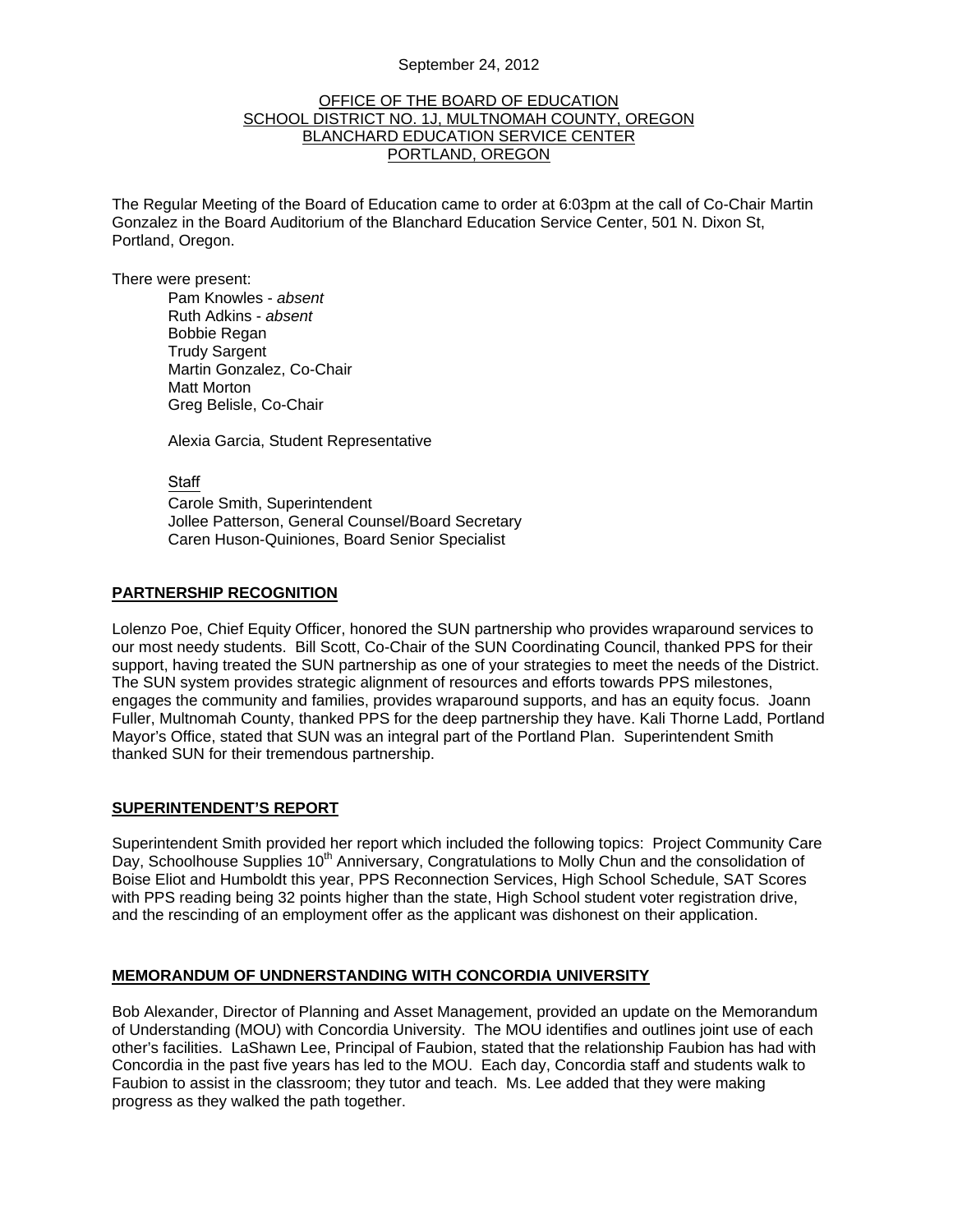September 24, 2012

OFFICE OF THE BOARD OF EDUCATION
SCHOOL DISTRICT NO. 1J, MULTNOMAH COUNTY, OREGON
BLANCHARD EDUCATION SERVICE CENTER
PORTLAND, OREGON

The Regular Meeting of the Board of Education came to order at 6:03pm at the call of Co-Chair Martin Gonzalez in the Board Auditorium of the Blanchard Education Service Center, 501 N. Dixon St, Portland, Oregon.

There were present:

Pam Knowles - *absent*
Ruth Adkins - *absent*
Bobbie Regan
Trudy Sargent
Martin Gonzalez, Co-Chair
Matt Morton
Greg Belisle, Co-Chair

Alexia Garcia, Student Representative

Staff
Carole Smith, Superintendent
Jollee Patterson, General Counsel/Board Secretary
Caren Huson-Quiniones, Board Senior Specialist

## PARTNERSHIP RECOGNITION

Lolenzo Poe, Chief Equity Officer, honored the SUN partnership who provides wraparound services to our most needy students. Bill Scott, Co-Chair of the SUN Coordinating Council, thanked PPS for their support, having treated the SUN partnership as one of your strategies to meet the needs of the District. The SUN system provides strategic alignment of resources and efforts towards PPS milestones, engages the community and families, provides wraparound supports, and has an equity focus. Joann Fuller, Multnomah County, thanked PPS for the deep partnership they have. Kali Thorne Ladd, Portland Mayor's Office, stated that SUN was an integral part of the Portland Plan. Superintendent Smith thanked SUN for their tremendous partnership.

## SUPERINTENDENT'S REPORT

Superintendent Smith provided her report which included the following topics: Project Community Care Day, Schoolhouse Supplies 10th Anniversary, Congratulations to Molly Chun and the consolidation of Boise Eliot and Humboldt this year, PPS Reconnection Services, High School Schedule, SAT Scores with PPS reading being 32 points higher than the state, High School student voter registration drive, and the rescinding of an employment offer as the applicant was dishonest on their application.

## MEMORANDUM OF UNDNERSTANDING WITH CONCORDIA UNIVERSITY

Bob Alexander, Director of Planning and Asset Management, provided an update on the Memorandum of Understanding (MOU) with Concordia University. The MOU identifies and outlines joint use of each other's facilities. LaShawn Lee, Principal of Faubion, stated that the relationship Faubion has had with Concordia in the past five years has led to the MOU. Each day, Concordia staff and students walk to Faubion to assist in the classroom; they tutor and teach. Ms. Lee added that they were making progress as they walked the path together.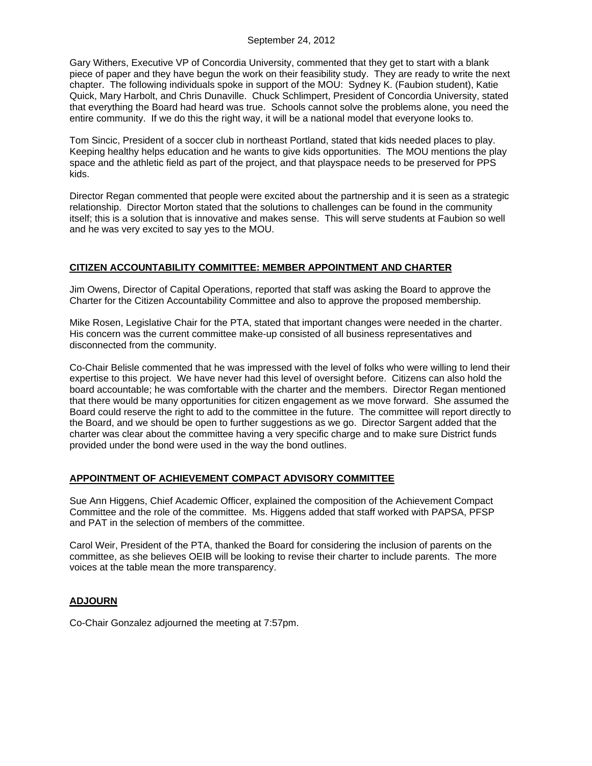Gary Withers, Executive VP of Concordia University, commented that they get to start with a blank piece of paper and they have begun the work on their feasibility study. They are ready to write the next chapter. The following individuals spoke in support of the MOU: Sydney K. (Faubion student), Katie Quick, Mary Harbolt, and Chris Dunaville. Chuck Schlimpert, President of Concordia University, stated that everything the Board had heard was true. Schools cannot solve the problems alone, you need the entire community. If we do this the right way, it will be a national model that everyone looks to.

Tom Sincic, President of a soccer club in northeast Portland, stated that kids needed places to play. Keeping healthy helps education and he wants to give kids opportunities. The MOU mentions the play space and the athletic field as part of the project, and that playspace needs to be preserved for PPS kids.

Director Regan commented that people were excited about the partnership and it is seen as a strategic relationship. Director Morton stated that the solutions to challenges can be found in the community itself; this is a solution that is innovative and makes sense. This will serve students at Faubion so well and he was very excited to say yes to the MOU.

## CITIZEN ACCOUNTABILITY COMMITTEE: MEMBER APPOINTMENT AND CHARTER

Jim Owens, Director of Capital Operations, reported that staff was asking the Board to approve the Charter for the Citizen Accountability Committee and also to approve the proposed membership.

Mike Rosen, Legislative Chair for the PTA, stated that important changes were needed in the charter. His concern was the current committee make-up consisted of all business representatives and disconnected from the community.

Co-Chair Belisle commented that he was impressed with the level of folks who were willing to lend their expertise to this project. We have never had this level of oversight before. Citizens can also hold the board accountable; he was comfortable with the charter and the members. Director Regan mentioned that there would be many opportunities for citizen engagement as we move forward. She assumed the Board could reserve the right to add to the committee in the future. The committee will report directly to the Board, and we should be open to further suggestions as we go. Director Sargent added that the charter was clear about the committee having a very specific charge and to make sure District funds provided under the bond were used in the way the bond outlines.

## APPOINTMENT OF ACHIEVEMENT COMPACT ADVISORY COMMITTEE

Sue Ann Higgens, Chief Academic Officer, explained the composition of the Achievement Compact Committee and the role of the committee. Ms. Higgens added that staff worked with PAPSA, PFSP and PAT in the selection of members of the committee.

Carol Weir, President of the PTA, thanked the Board for considering the inclusion of parents on the committee, as she believes OEIB will be looking to revise their charter to include parents. The more voices at the table mean the more transparency.

## ADJOURN

Co-Chair Gonzalez adjourned the meeting at 7:57pm.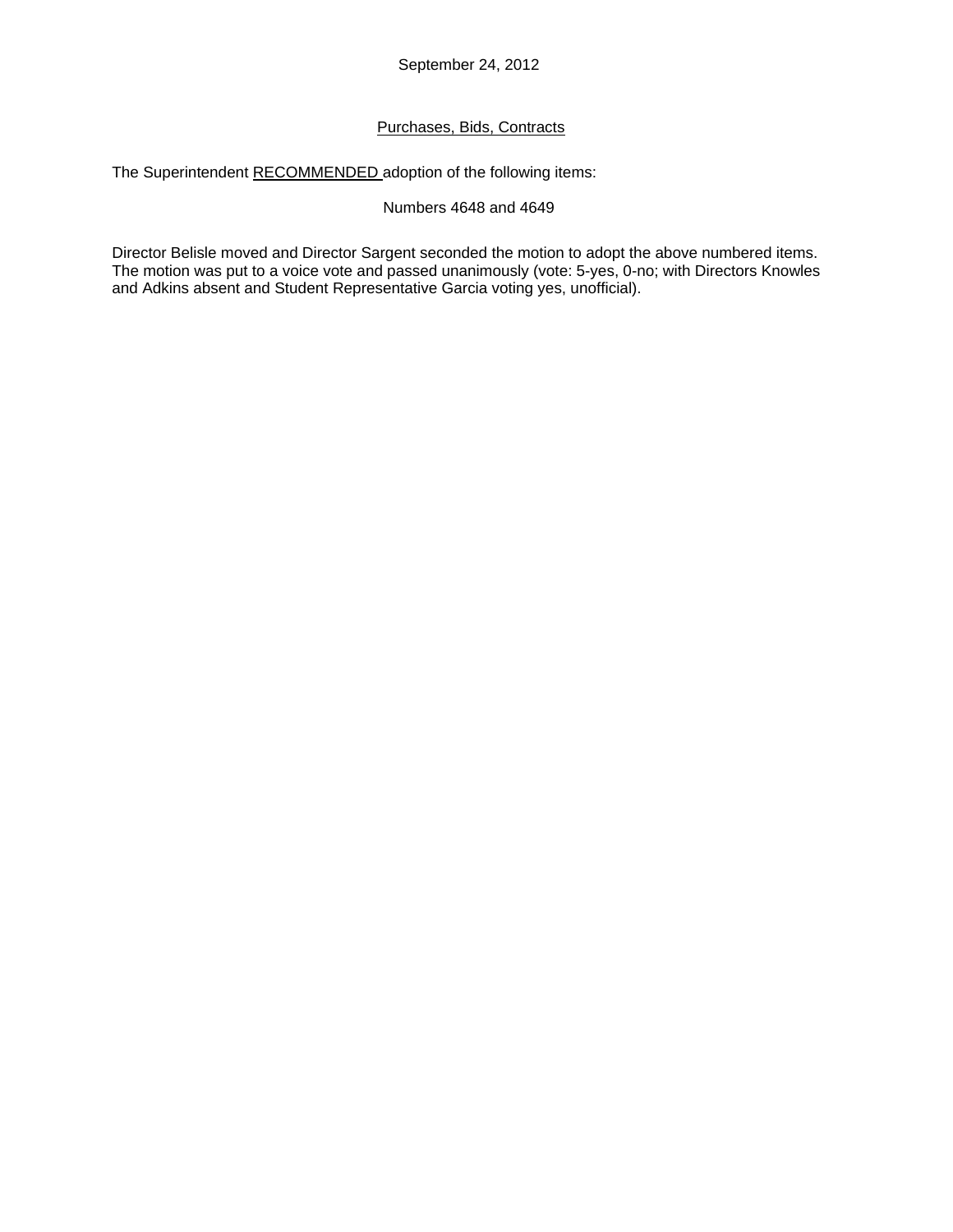September 24, 2012

Purchases, Bids, Contracts

The Superintendent RECOMMENDED adoption of the following items:

Numbers 4648 and 4649

Director Belisle moved and Director Sargent seconded the motion to adopt the above numbered items. The motion was put to a voice vote and passed unanimously (vote: 5-yes, 0-no; with Directors Knowles and Adkins absent and Student Representative Garcia voting yes, unofficial).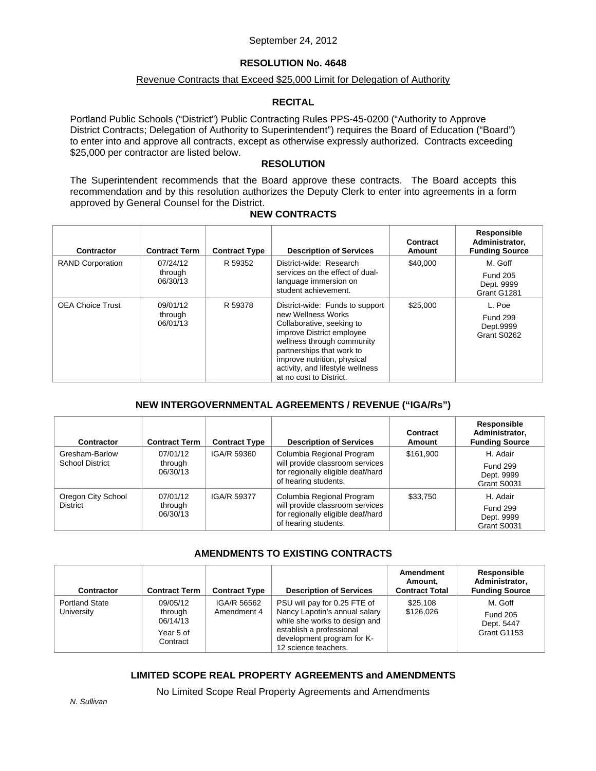September 24, 2012

## RESOLUTION No. 4648

Revenue Contracts that Exceed $25,000 Limit for Delegation of Authority

### RECITAL

Portland Public Schools ("District") Public Contracting Rules PPS-45-0200 ("Authority to Approve District Contracts; Delegation of Authority to Superintendent") requires the Board of Education ("Board") to enter into and approve all contracts, except as otherwise expressly authorized. Contracts exceeding $25,000 per contractor are listed below.

### RESOLUTION

The Superintendent recommends that the Board approve these contracts. The Board accepts this recommendation and by this resolution authorizes the Deputy Clerk to enter into agreements in a form approved by General Counsel for the District.

### NEW CONTRACTS

| Contractor | Contract Term | Contract Type | Description of Services | Contract Amount | Responsible Administrator, Funding Source |
|---|---|---|---|---|---|
| RAND Corporation | 07/24/12 through 06/30/13 | R 59352 | District-wide: Research services on the effect of dual-language immersion on student achievement. | $40,000 | M. Goff<br>Fund 205<br>Dept. 9999<br>Grant G1281 |
| OEA Choice Trust | 09/01/12 through 06/01/13 | R 59378 | District-wide: Funds to support new Wellness Works Collaborative, seeking to improve District employee wellness through community partnerships that work to improve nutrition, physical activity, and lifestyle wellness at no cost to District. | $25,000 | L. Poe<br>Fund 299<br>Dept.9999<br>Grant S0262 |

### NEW INTERGOVERNMENTAL AGREEMENTS / REVENUE ("IGA/Rs")

| Contractor | Contract Term | Contract Type | Description of Services | Contract Amount | Responsible Administrator, Funding Source |
|---|---|---|---|---|---|
| Gresham-Barlow School District | 07/01/12 through 06/30/13 | IGA/R 59360 | Columbia Regional Program will provide classroom services for regionally eligible deaf/hard of hearing students. | $161,900 | H. Adair<br>Fund 299<br>Dept. 9999<br>Grant S0031 |
| Oregon City School District | 07/01/12 through 06/30/13 | IGA/R 59377 | Columbia Regional Program will provide classroom services for regionally eligible deaf/hard of hearing students. | $33,750 | H. Adair<br>Fund 299<br>Dept. 9999<br>Grant S0031 |

### AMENDMENTS TO EXISTING CONTRACTS

| Contractor | Contract Term | Contract Type | Description of Services | Amendment Amount, Contract Total | Responsible Administrator, Funding Source |
|---|---|---|---|---|---|
| Portland State University | 09/05/12 through 06/14/13<br>Year 5 of Contract | IGA/R 56562 Amendment 4 | PSU will pay for 0.25 FTE of Nancy Lapotin's annual salary while she works to design and establish a professional development program for K-12 science teachers. | $25,108<br>$126,026 | M. Goff<br>Fund 205<br>Dept. 5447<br>Grant G1153 |

### LIMITED SCOPE REAL PROPERTY AGREEMENTS and AMENDMENTS

No Limited Scope Real Property Agreements and Amendments

*N. Sullivan*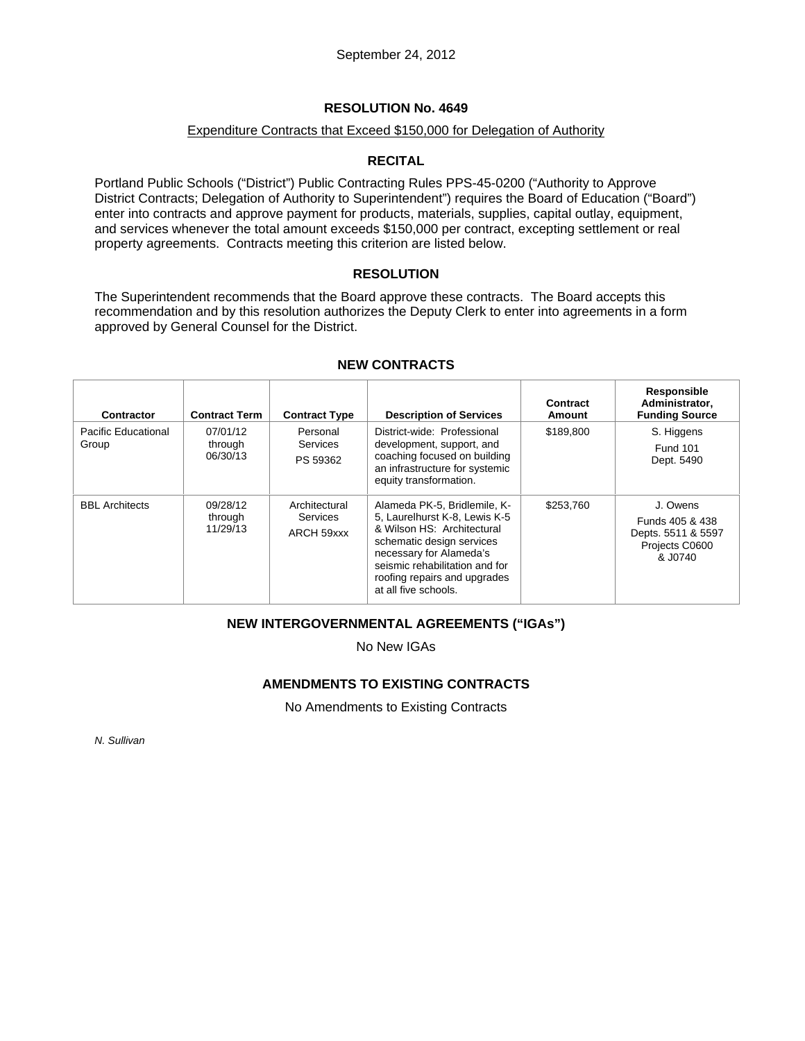September 24, 2012

## RESOLUTION No. 4649

Expenditure Contracts that Exceed $150,000 for Delegation of Authority

### RECITAL

Portland Public Schools ("District") Public Contracting Rules PPS-45-0200 ("Authority to Approve District Contracts; Delegation of Authority to Superintendent") requires the Board of Education ("Board") enter into contracts and approve payment for products, materials, supplies, capital outlay, equipment, and services whenever the total amount exceeds $150,000 per contract, excepting settlement or real property agreements. Contracts meeting this criterion are listed below.

### RESOLUTION

The Superintendent recommends that the Board approve these contracts. The Board accepts this recommendation and by this resolution authorizes the Deputy Clerk to enter into agreements in a form approved by General Counsel for the District.

### NEW CONTRACTS

| Contractor | Contract Term | Contract Type | Description of Services | Contract Amount | Responsible Administrator, Funding Source |
|---|---|---|---|---|---|
| Pacific Educational Group | 07/01/12 through 06/30/13 | Personal Services PS 59362 | District-wide: Professional development, support, and coaching focused on building an infrastructure for systemic equity transformation. | $189,800 | S. Higgens Fund 101 Dept. 5490 |
| BBL Architects | 09/28/12 through 11/29/13 | Architectural Services ARCH 59xxx | Alameda PK-5, Bridlemile, K-5, Laurelhurst K-8, Lewis K-5 & Wilson HS: Architectural schematic design services necessary for Alameda's seismic rehabilitation and for roofing repairs and upgrades at all five schools. | $253,760 | J. Owens Funds 405 & 438 Depts. 5511 & 5597 Projects C0600 & J0740 |

### NEW INTERGOVERNMENTAL AGREEMENTS ("IGAs")

No New IGAs

### AMENDMENTS TO EXISTING CONTRACTS

No Amendments to Existing Contracts

*N. Sullivan*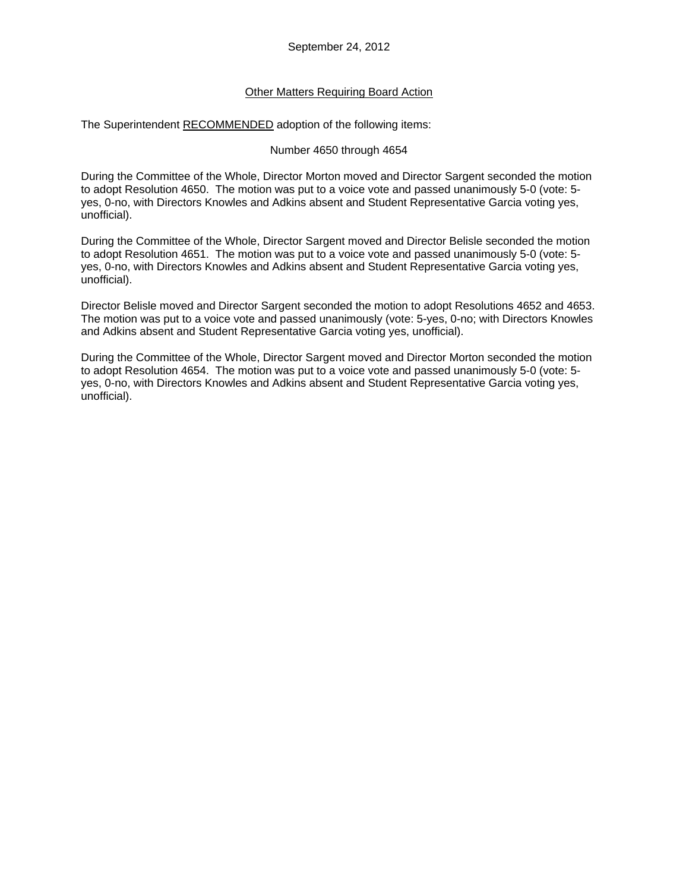September 24, 2012

<u>Other Matters Requiring Board Action</u>

The Superintendent <u>RECOMMENDED</u> adoption of the following items:

Number 4650 through 4654

During the Committee of the Whole, Director Morton moved and Director Sargent seconded the motion to adopt Resolution 4650. The motion was put to a voice vote and passed unanimously 5-0 (vote: 5-yes, 0-no, with Directors Knowles and Adkins absent and Student Representative Garcia voting yes, unofficial).

During the Committee of the Whole, Director Sargent moved and Director Belisle seconded the motion to adopt Resolution 4651. The motion was put to a voice vote and passed unanimously 5-0 (vote: 5-yes, 0-no, with Directors Knowles and Adkins absent and Student Representative Garcia voting yes, unofficial).

Director Belisle moved and Director Sargent seconded the motion to adopt Resolutions 4652 and 4653. The motion was put to a voice vote and passed unanimously (vote: 5-yes, 0-no; with Directors Knowles and Adkins absent and Student Representative Garcia voting yes, unofficial).

During the Committee of the Whole, Director Sargent moved and Director Morton seconded the motion to adopt Resolution 4654. The motion was put to a voice vote and passed unanimously 5-0 (vote: 5-yes, 0-no, with Directors Knowles and Adkins absent and Student Representative Garcia voting yes, unofficial).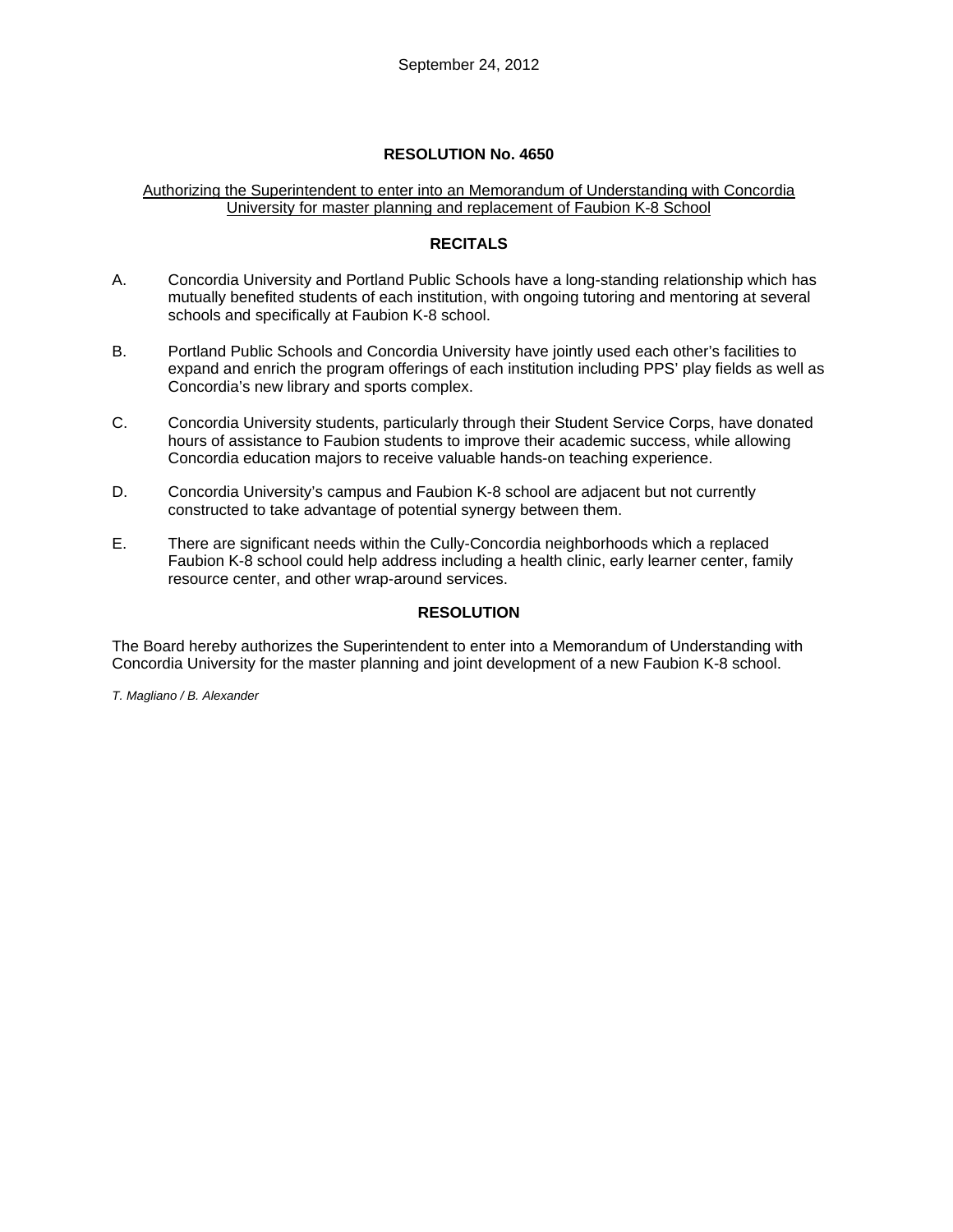September 24, 2012

## RESOLUTION No. 4650

Authorizing the Superintendent to enter into an Memorandum of Understanding with Concordia University for master planning and replacement of Faubion K-8 School

### RECITALS

A. Concordia University and Portland Public Schools have a long-standing relationship which has mutually benefited students of each institution, with ongoing tutoring and mentoring at several schools and specifically at Faubion K-8 school.

B. Portland Public Schools and Concordia University have jointly used each other's facilities to expand and enrich the program offerings of each institution including PPS' play fields as well as Concordia's new library and sports complex.

C. Concordia University students, particularly through their Student Service Corps, have donated hours of assistance to Faubion students to improve their academic success, while allowing Concordia education majors to receive valuable hands-on teaching experience.

D. Concordia University's campus and Faubion K-8 school are adjacent but not currently constructed to take advantage of potential synergy between them.

E. There are significant needs within the Cully-Concordia neighborhoods which a replaced Faubion K-8 school could help address including a health clinic, early learner center, family resource center, and other wrap-around services.

### RESOLUTION

The Board hereby authorizes the Superintendent to enter into a Memorandum of Understanding with Concordia University for the master planning and joint development of a new Faubion K-8 school.

*T. Magliano / B. Alexander*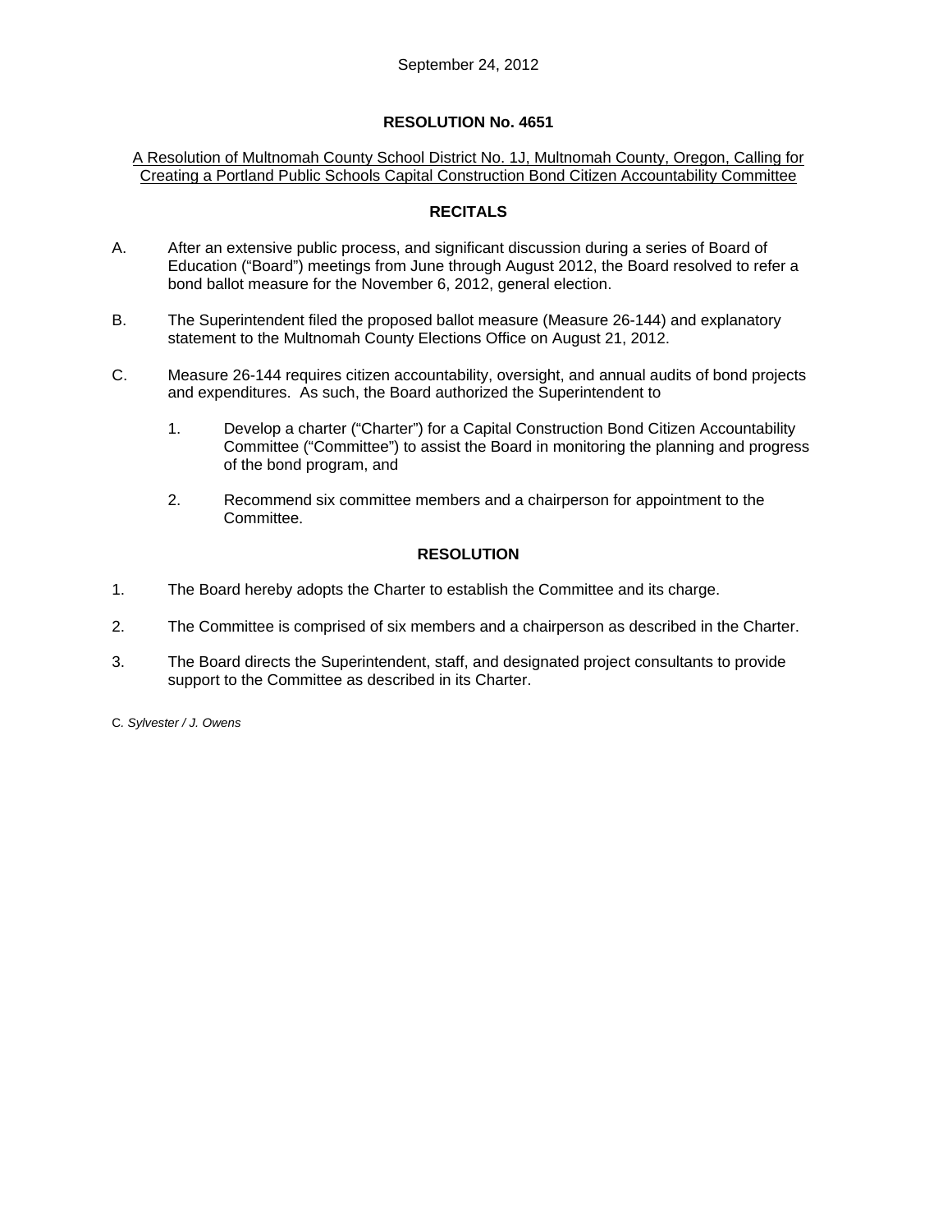September 24, 2012

# RESOLUTION No. 4651

A Resolution of Multnomah County School District No. 1J, Multnomah County, Oregon, Calling for Creating a Portland Public Schools Capital Construction Bond Citizen Accountability Committee

## RECITALS

A. After an extensive public process, and significant discussion during a series of Board of Education ("Board") meetings from June through August 2012, the Board resolved to refer a bond ballot measure for the November 6, 2012, general election.

B. The Superintendent filed the proposed ballot measure (Measure 26-144) and explanatory statement to the Multnomah County Elections Office on August 21, 2012.

C. Measure 26-144 requires citizen accountability, oversight, and annual audits of bond projects and expenditures. As such, the Board authorized the Superintendent to

   1. Develop a charter ("Charter") for a Capital Construction Bond Citizen Accountability Committee ("Committee") to assist the Board in monitoring the planning and progress of the bond program, and

   2. Recommend six committee members and a chairperson for appointment to the Committee.

## RESOLUTION

1. The Board hereby adopts the Charter to establish the Committee and its charge.

2. The Committee is comprised of six members and a chairperson as described in the Charter.

3. The Board directs the Superintendent, staff, and designated project consultants to provide support to the Committee as described in its Charter.

*C. Sylvester / J. Owens*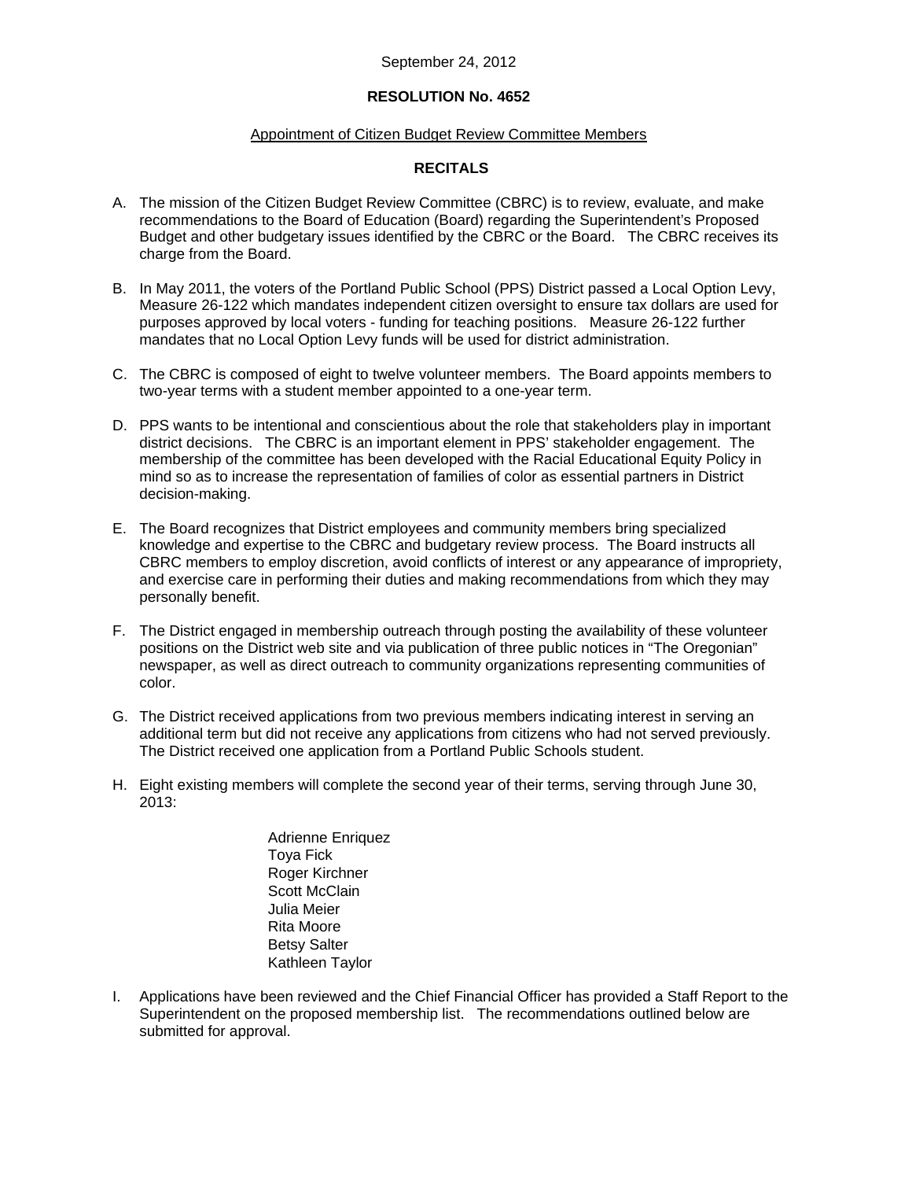September 24, 2012

**RESOLUTION No. 4652**

Appointment of Citizen Budget Review Committee Members

**RECITALS**

A. The mission of the Citizen Budget Review Committee (CBRC) is to review, evaluate, and make recommendations to the Board of Education (Board) regarding the Superintendent's Proposed Budget and other budgetary issues identified by the CBRC or the Board. The CBRC receives its charge from the Board.

B. In May 2011, the voters of the Portland Public School (PPS) District passed a Local Option Levy, Measure 26-122 which mandates independent citizen oversight to ensure tax dollars are used for purposes approved by local voters - funding for teaching positions. Measure 26-122 further mandates that no Local Option Levy funds will be used for district administration.

C. The CBRC is composed of eight to twelve volunteer members. The Board appoints members to two-year terms with a student member appointed to a one-year term.

D. PPS wants to be intentional and conscientious about the role that stakeholders play in important district decisions. The CBRC is an important element in PPS' stakeholder engagement. The membership of the committee has been developed with the Racial Educational Equity Policy in mind so as to increase the representation of families of color as essential partners in District decision-making.

E. The Board recognizes that District employees and community members bring specialized knowledge and expertise to the CBRC and budgetary review process. The Board instructs all CBRC members to employ discretion, avoid conflicts of interest or any appearance of impropriety, and exercise care in performing their duties and making recommendations from which they may personally benefit.

F. The District engaged in membership outreach through posting the availability of these volunteer positions on the District web site and via publication of three public notices in "The Oregonian" newspaper, as well as direct outreach to community organizations representing communities of color.

G. The District received applications from two previous members indicating interest in serving an additional term but did not receive any applications from citizens who had not served previously. The District received one application from a Portland Public Schools student.

H. Eight existing members will complete the second year of their terms, serving through June 30, 2013:

   Adrienne Enriquez
   Toya Fick
   Roger Kirchner
   Scott McClain
   Julia Meier
   Rita Moore
   Betsy Salter
   Kathleen Taylor

I. Applications have been reviewed and the Chief Financial Officer has provided a Staff Report to the Superintendent on the proposed membership list. The recommendations outlined below are submitted for approval.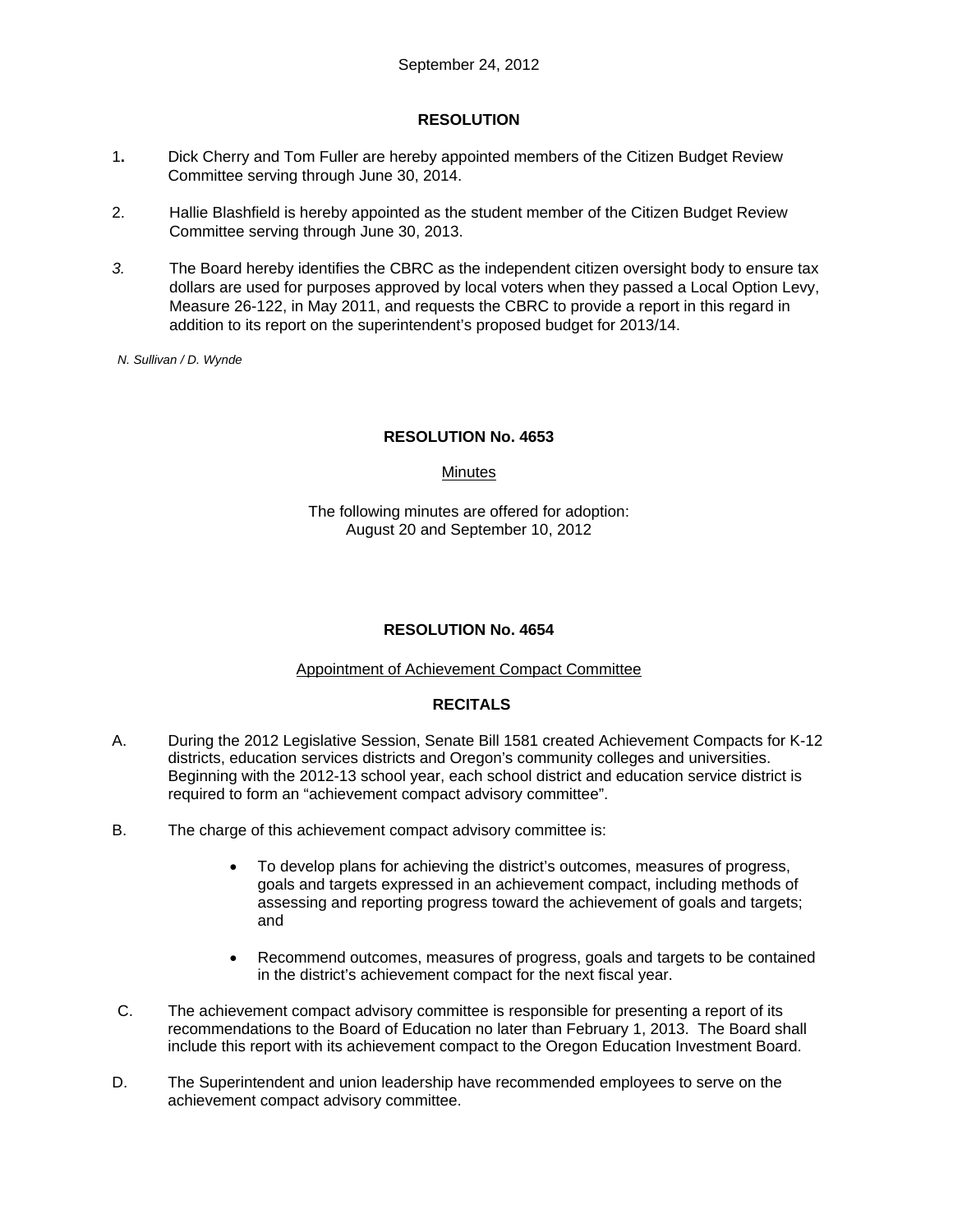September 24, 2012

**RESOLUTION**

1. Dick Cherry and Tom Fuller are hereby appointed members of the Citizen Budget Review Committee serving through June 30, 2014.

2. Hallie Blashfield is hereby appointed as the student member of the Citizen Budget Review Committee serving through June 30, 2013.

3. The Board hereby identifies the CBRC as the independent citizen oversight body to ensure tax dollars are used for purposes approved by local voters when they passed a Local Option Levy, Measure 26-122, in May 2011, and requests the CBRC to provide a report in this regard in addition to its report on the superintendent's proposed budget for 2013/14.

*N. Sullivan / D. Wynde*

**RESOLUTION No. 4653**

<u>Minutes</u>

The following minutes are offered for adoption:
August 20 and September 10, 2012

**RESOLUTION No. 4654**

<u>Appointment of Achievement Compact Committee</u>

**RECITALS**

A. During the 2012 Legislative Session, Senate Bill 1581 created Achievement Compacts for K-12 districts, education services districts and Oregon's community colleges and universities. Beginning with the 2012-13 school year, each school district and education service district is required to form an "achievement compact advisory committee".

B. The charge of this achievement compact advisory committee is:

   - To develop plans for achieving the district's outcomes, measures of progress, goals and targets expressed in an achievement compact, including methods of assessing and reporting progress toward the achievement of goals and targets; and

   - Recommend outcomes, measures of progress, goals and targets to be contained in the district's achievement compact for the next fiscal year.

C. The achievement compact advisory committee is responsible for presenting a report of its recommendations to the Board of Education no later than February 1, 2013. The Board shall include this report with its achievement compact to the Oregon Education Investment Board.

D. The Superintendent and union leadership have recommended employees to serve on the achievement compact advisory committee.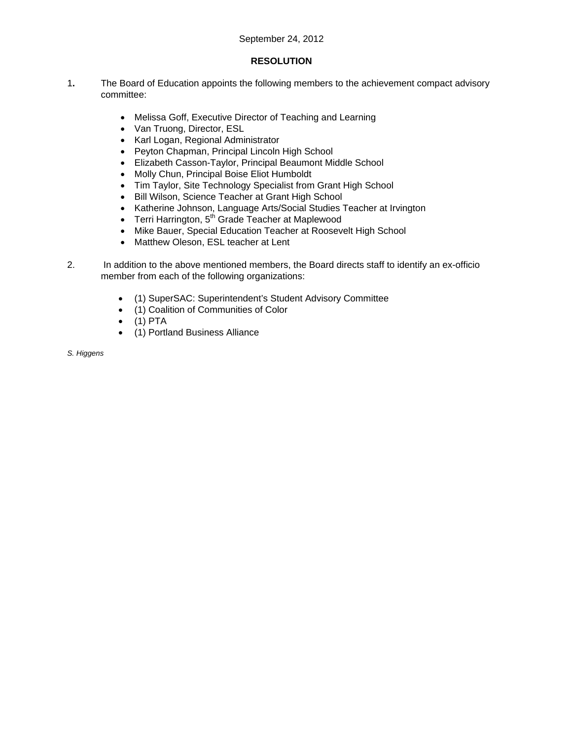September 24, 2012

**RESOLUTION**

1. The Board of Education appoints the following members to the achievement compact advisory committee:

   - Melissa Goff, Executive Director of Teaching and Learning
   - Van Truong, Director, ESL
   - Karl Logan, Regional Administrator
   - Peyton Chapman, Principal Lincoln High School
   - Elizabeth Casson-Taylor, Principal Beaumont Middle School
   - Molly Chun, Principal Boise Eliot Humboldt
   - Tim Taylor, Site Technology Specialist from Grant High School
   - Bill Wilson, Science Teacher at Grant High School
   - Katherine Johnson, Language Arts/Social Studies Teacher at Irvington
   - Terri Harrington, 5th Grade Teacher at Maplewood
   - Mike Bauer, Special Education Teacher at Roosevelt High School
   - Matthew Oleson, ESL teacher at Lent

2. In addition to the above mentioned members, the Board directs staff to identify an ex-officio member from each of the following organizations:

   - (1) SuperSAC: Superintendent's Student Advisory Committee
   - (1) Coalition of Communities of Color
   - (1) PTA
   - (1) Portland Business Alliance

*S. Higgens*